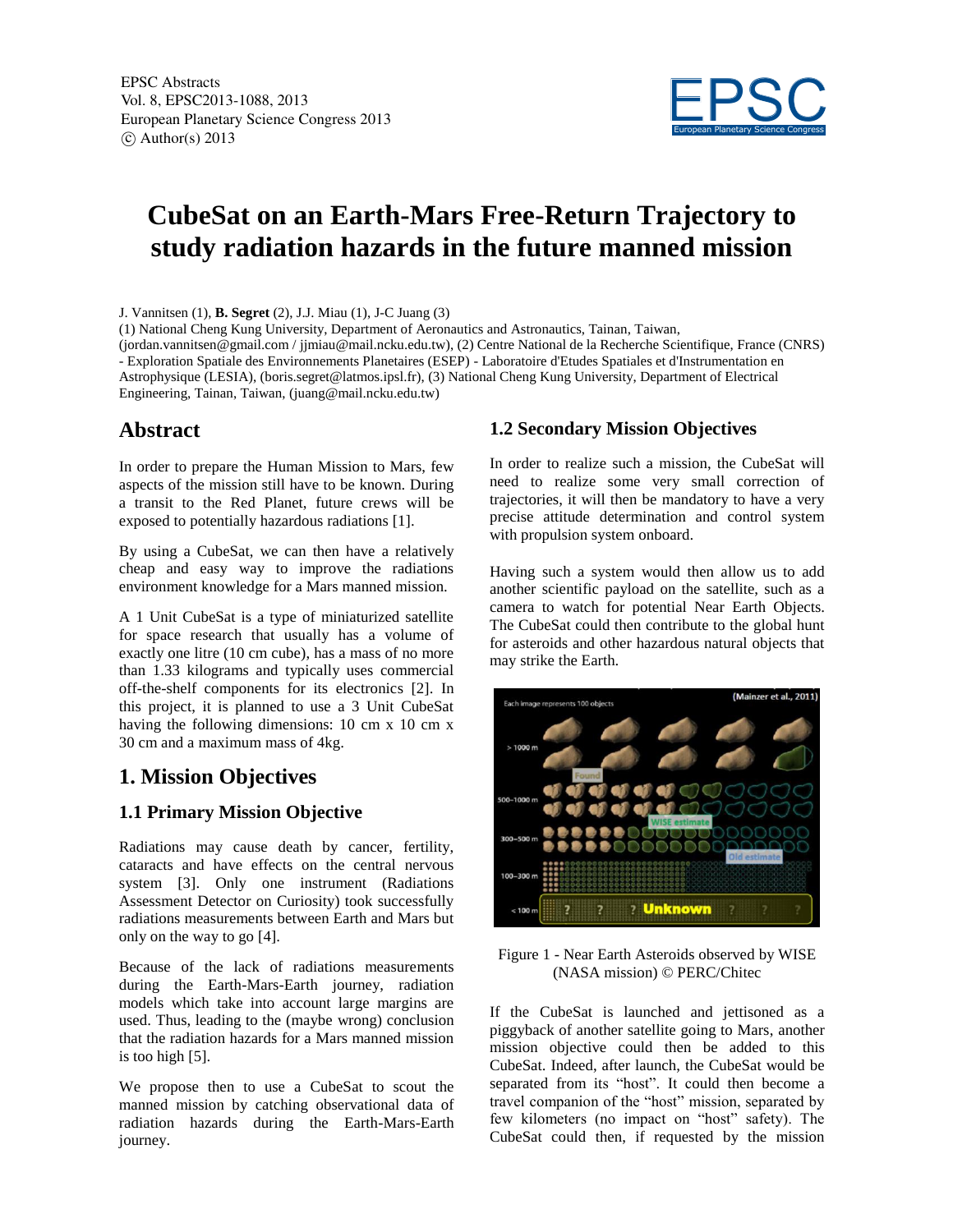# CubeSat on an Earth-Mars Free-Return Trajectory to study radiation hazards in the future manned mission

J. Vannitsen (1), **B. Segret** (2), J.J. Miau (1), J-C Juang (3)

(1) National Cheng Kung University, Department of Aeronautics and Astronautics, Tainan, Taiwan, (jordan.vannitsen@gmail.com / jjmiau@mail.ncku.edu.tw), (2) Centre National de la Recherche Scientifique, France (CNRS) - Exploration Spatiale des Environnements Planetaires (ESEP) - Laboratoire d'Etudes Spatiales et d'Instrumentation en Astrophysique (LESIA), (boris.segret@latmos.ipsl.fr), (3) National Cheng Kung University, Department of Electrical Engineering, Tainan, Taiwan, (juang@mail.ncku.edu.tw)

## Abstract

In order to prepare the Human Mission to Mars, few aspects of the mission still have to be known. During a transit to the Red Planet, future crews will be exposed to potentially hazardous radiations [1].

By using a CubeSat, we can then have a relatively cheap and easy way to improve the radiations environment knowledge for a Mars manned mission.

A 1 Unit CubeSat is a type of miniaturized satellite for space research that usually has a volume of exactly one litre (10 cm cube), has a mass of no more than 1.33 kilograms and typically uses commercial off-the-shelf components for its electronics [2]. In this project, it is planned to use a 3 Unit CubeSat having the following dimensions: 10 cm x 10 cm x 30 cm and a maximum mass of 4kg.

## 1. Mission Objectives

### 1.1 Primary Mission Objective

Radiations may cause death by cancer, fertility, cataracts and have effects on the central nervous system [3]. Only one instrument (Radiations Assessment Detector on Curiosity) took successfully radiations measurements between Earth and Mars but only on the way to go [4].

Because of the lack of radiations measurements during the Earth-Mars-Earth journey, radiation models which take into account large margins are used. Thus, leading to the (maybe wrong) conclusion that the radiation hazards for a Mars manned mission is too high [5].

We propose then to use a CubeSat to scout the manned mission by catching observational data of radiation hazards during the Earth-Mars-Earth journey.

### 1.2 Secondary Mission Objectives

In order to realize such a mission, the CubeSat will need to realize some very small correction of trajectories, it will then be mandatory to have a very precise attitude determination and control system with propulsion system onboard.

Having such a system would then allow us to add another scientific payload on the satellite, such as a camera to watch for potential Near Earth Objects. The CubeSat could then contribute to the global hunt for asteroids and other hazardous natural objects that may strike the Earth.

Figure 1 - Near Earth Asteroids observed by WISE (NASA mission) © PERC/Chitec

If the CubeSat is launched and jettisoned as a piggyback of another satellite going to Mars, another mission objective could then be added to this CubeSat. Indeed, after launch, the CubeSat would be separated from its "host". It could then become a travel companion of the "host" mission, separated by few kilometers (no impact on "host" safety). The CubeSat could then, if requested by the mission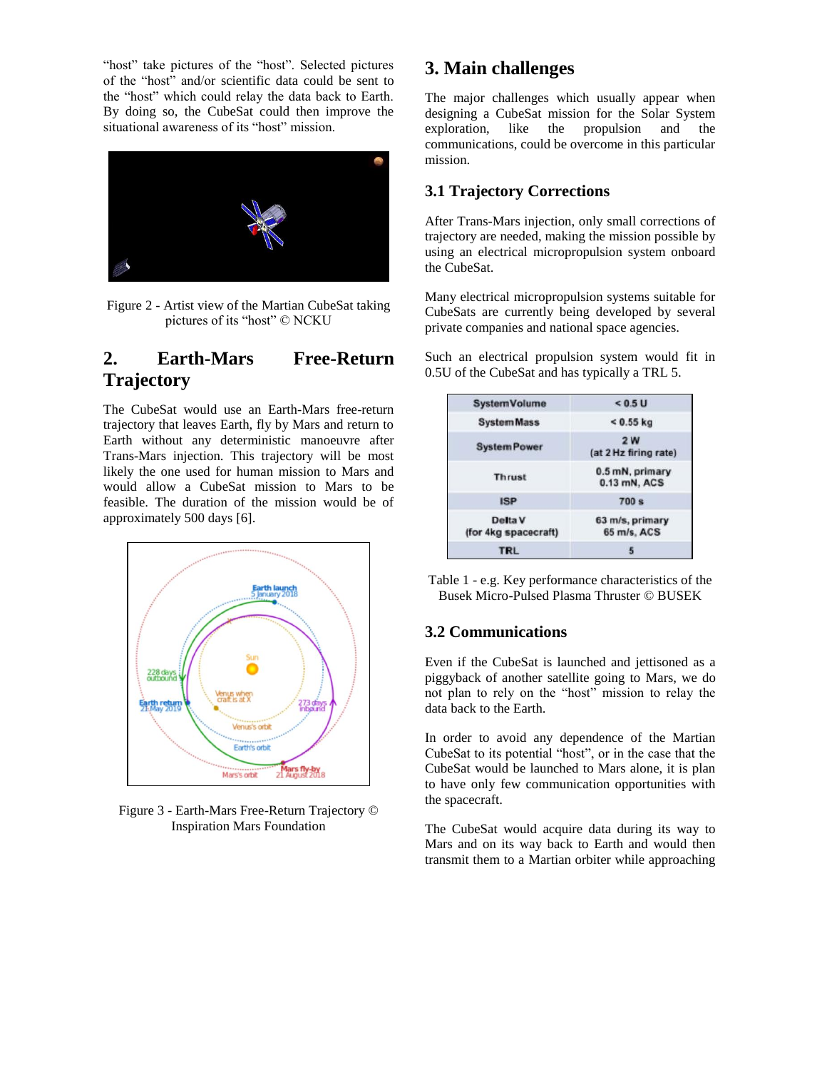"host" take pictures of the "host". Selected pictures of the "host" and/or scientific data could be sent to the "host" which could relay the data back to Earth. By doing so, the CubeSat could then improve the situational awareness of its "host" mission.

Figure 2 - Artist view of the Martian CubeSat taking pictures of its "host" © NCKU

## 2. Earth-Mars Free-Return Trajectory

The CubeSat would use an Earth-Mars free-return trajectory that leaves Earth, fly by Mars and return to Earth without any deterministic manoeuvre after Trans-Mars injection. This trajectory will be most likely the one used for human mission to Mars and would allow a CubeSat mission to Mars to be feasible. The duration of the mission would be of approximately 500 days [6].

Figure 3 - Earth-Mars Free-Return Trajectory © Inspiration Mars Foundation

## 3. Main challenges

The major challenges which usually appear when designing a CubeSat mission for the Solar System exploration, like the propulsion and the communications, could be overcome in this particular mission.

### 3.1 Trajectory Corrections

After Trans-Mars injection, only small corrections of trajectory are needed, making the mission possible by using an electrical micropropulsion system onboard the CubeSat.

Many electrical micropropulsion systems suitable for CubeSats are currently being developed by several private companies and national space agencies.

Such an electrical propulsion system would fit in 0.5U of the CubeSat and has typically a TRL 5.

| System Volume | < 0.5 U |
|---|---|
| System Mass | < 0.55 kg |
| System Power | 2 W (at 2 Hz firing rate) |
| Thrust | 0.5 mN, primary 0.13 mN, ACS |
| ISP | 700 s |
| Delta V (for 4kg spacecraft) | 63 m/s, primary 65 m/s, ACS |
| TRL | 5 |

Table 1 - e.g. Key performance characteristics of the Busek Micro-Pulsed Plasma Thruster © BUSEK

### 3.2 Communications

Even if the CubeSat is launched and jettisoned as a piggyback of another satellite going to Mars, we do not plan to rely on the "host" mission to relay the data back to the Earth.

In order to avoid any dependence of the Martian CubeSat to its potential "host", or in the case that the CubeSat would be launched to Mars alone, it is plan to have only few communication opportunities with the spacecraft.

The CubeSat would acquire data during its way to Mars and on its way back to Earth and would then transmit them to a Martian orbiter while approaching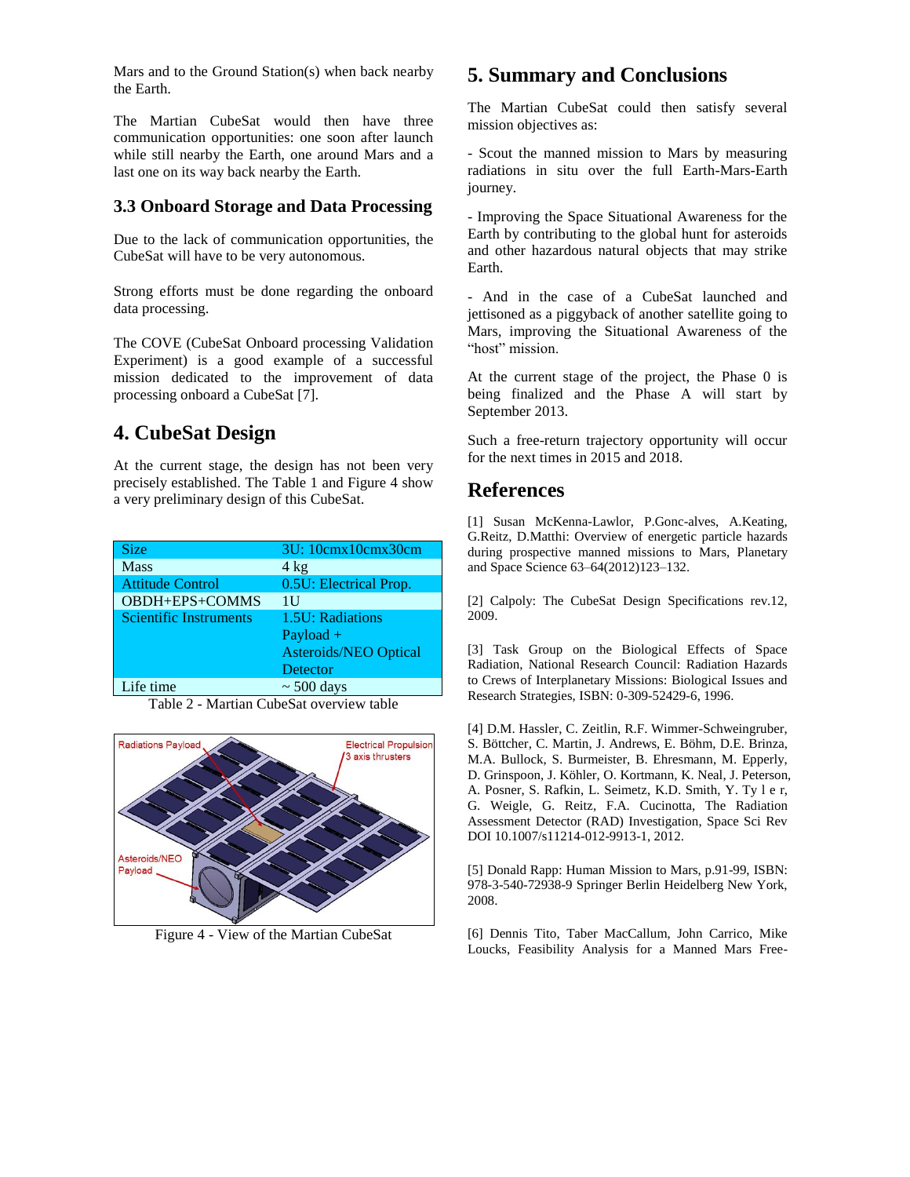Mars and to the Ground Station(s) when back nearby the Earth.

The Martian CubeSat would then have three communication opportunities: one soon after launch while still nearby the Earth, one around Mars and a last one on its way back nearby the Earth.

### 3.3 Onboard Storage and Data Processing

Due to the lack of communication opportunities, the CubeSat will have to be very autonomous.

Strong efforts must be done regarding the onboard data processing.

The COVE (CubeSat Onboard processing Validation Experiment) is a good example of a successful mission dedicated to the improvement of data processing onboard a CubeSat [7].

## 4. CubeSat Design

At the current stage, the design has not been very precisely established. The Table 1 and Figure 4 show a very preliminary design of this CubeSat.

| Size | 3U: 10cmx10cmx30cm |
|---|---|
| Mass | 4 kg |
| Attitude Control | 0.5U: Electrical Prop. |
| OBDH+EPS+COMMS | 1U |
| Scientific Instruments | 1.5U: Radiations Payload + Asteroids/NEO Optical Detector |
| Life time | ~ 500 days |

Table 2 - Martian CubeSat overview table

Figure 4 - View of the Martian CubeSat

## 5. Summary and Conclusions

The Martian CubeSat could then satisfy several mission objectives as:

- Scout the manned mission to Mars by measuring radiations in situ over the full Earth-Mars-Earth journey.

- Improving the Space Situational Awareness for the Earth by contributing to the global hunt for asteroids and other hazardous natural objects that may strike Earth.

- And in the case of a CubeSat launched and jettisoned as a piggyback of another satellite going to Mars, improving the Situational Awareness of the "host" mission.

At the current stage of the project, the Phase 0 is being finalized and the Phase A will start by September 2013.

Such a free-return trajectory opportunity will occur for the next times in 2015 and 2018.

## References

[1] Susan McKenna-Lawlor, P.Gonc-alves, A.Keating, G.Reitz, D.Matthi: Overview of energetic particle hazards during prospective manned missions to Mars, Planetary and Space Science 63–64(2012)123–132.

[2] Calpoly: The CubeSat Design Specifications rev.12, 2009.

[3] Task Group on the Biological Effects of Space Radiation, National Research Council: Radiation Hazards to Crews of Interplanetary Missions: Biological Issues and Research Strategies, ISBN: 0-309-52429-6, 1996.

[4] D.M. Hassler, C. Zeitlin, R.F. Wimmer-Schweingruber, S. Böttcher, C. Martin, J. Andrews, E. Böhm, D.E. Brinza, M.A. Bullock, S. Burmeister, B. Ehresmann, M. Epperly, D. Grinspoon, J. Köhler, O. Kortmann, K. Neal, J. Peterson, A. Posner, S. Rafkin, L. Seimetz, K.D. Smith, Y. Ty l e r, G. Weigle, G. Reitz, F.A. Cucinotta, The Radiation Assessment Detector (RAD) Investigation, Space Sci Rev DOI 10.1007/s11214-012-9913-1, 2012.

[5] Donald Rapp: Human Mission to Mars, p.91-99, ISBN: 978-3-540-72938-9 Springer Berlin Heidelberg New York, 2008.

[6] Dennis Tito, Taber MacCallum, John Carrico, Mike Loucks, Feasibility Analysis for a Manned Mars Free-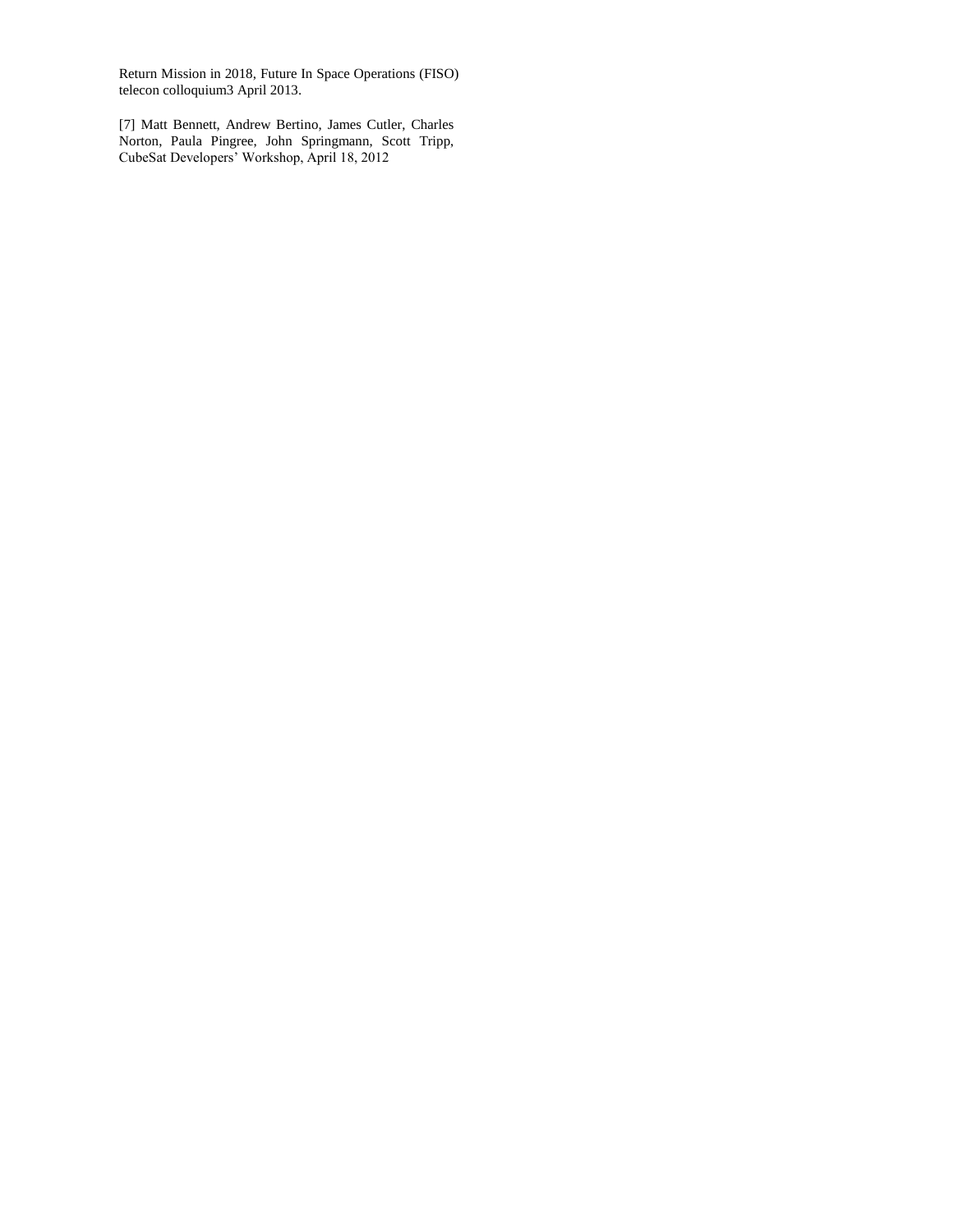Return Mission in 2018, Future In Space Operations (FISO) telecon colloquium3 April 2013.

[7] Matt Bennett, Andrew Bertino, James Cutler, Charles Norton, Paula Pingree, John Springmann, Scott Tripp, CubeSat Developers' Workshop, April 18, 2012